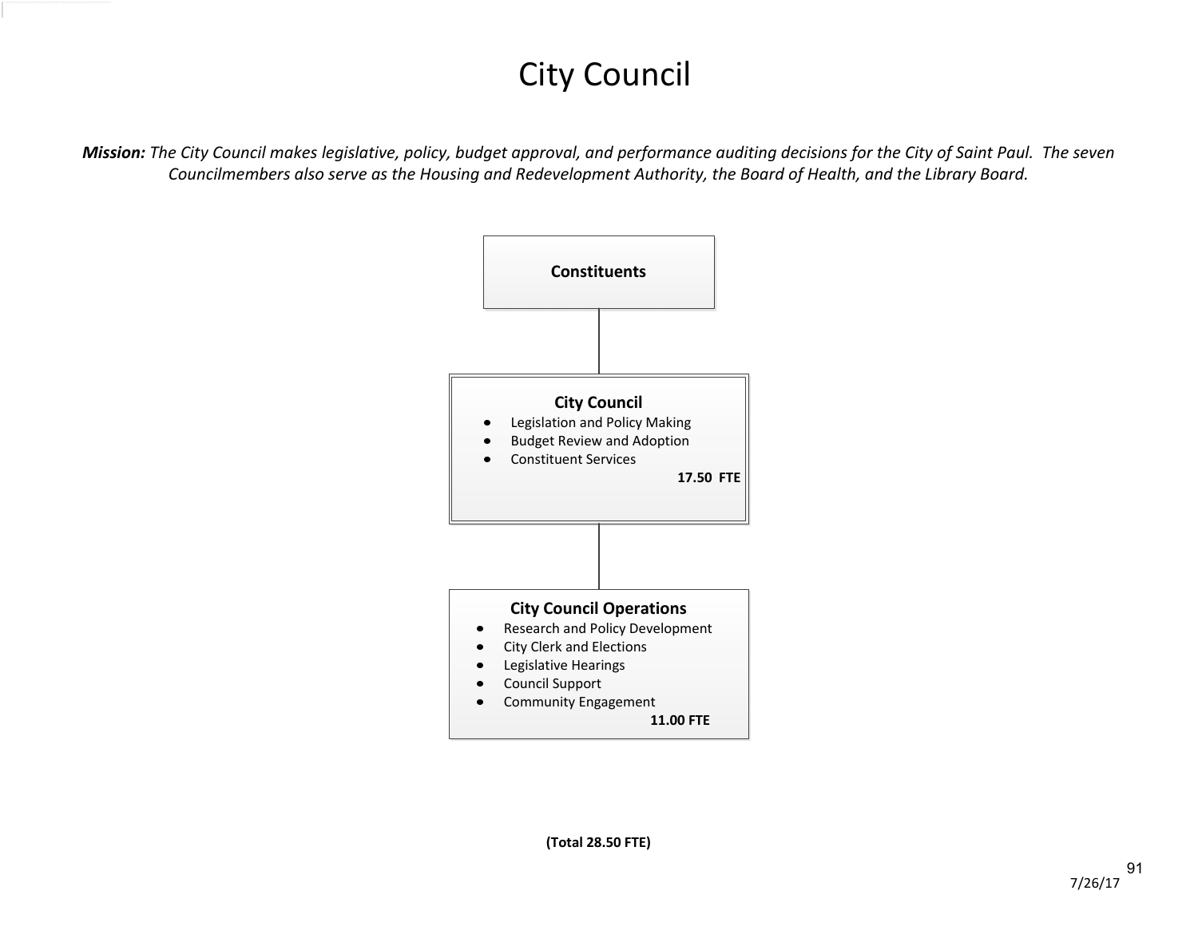# City Council

***Mission:*** *The City Council makes legislative, policy, budget approval, and performance auditing decisions for the City of Saint Paul. The seven Councilmembers also serve as the Housing and Redevelopment Authority, the Board of Health, and the Library Board.*

**Constituents**

**City Council**

- Legislation and Policy Making
- Budget Review and Adoption
- Constituent Services

**17.50 FTE**

**City Council Operations**

- Research and Policy Development
- City Clerk and Elections
- Legislative Hearings
- Council Support
- Community Engagement

**11.00 FTE**

**(Total 28.50 FTE)**

7/26/17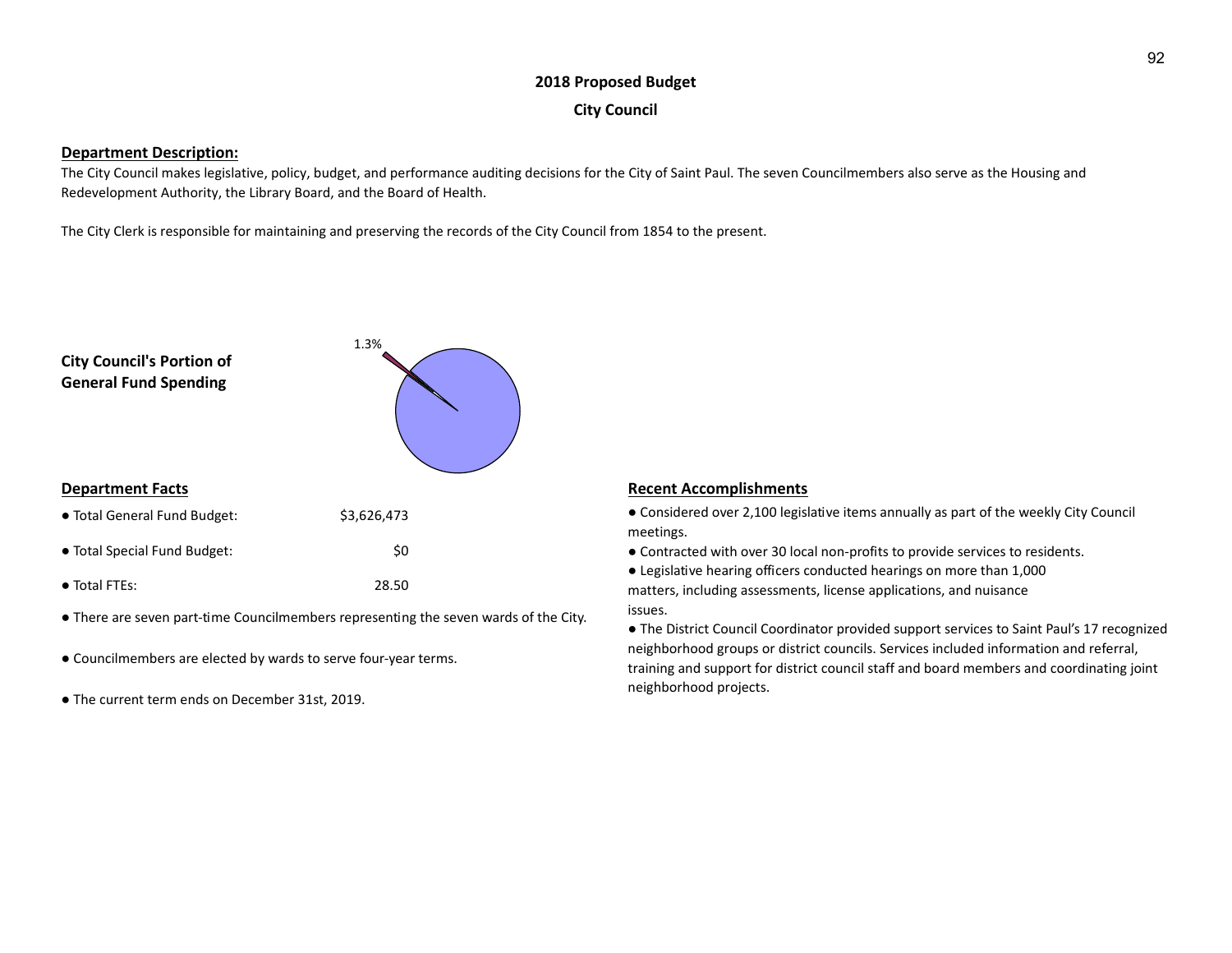## 2018 Proposed Budget

## City Council

**Department Description:**

The City Council makes legislative, policy, budget, and performance auditing decisions for the City of Saint Paul. The seven Councilmembers also serve as the Housing and Redevelopment Authority, the Library Board, and the Board of Health.

The City Clerk is responsible for maintaining and preserving the records of the City Council from 1854 to the present.

**City Council's Portion of General Fund Spending**

1.3%

**Department Facts**

| | |
|---|---|
| ● Total General Fund Budget: | $3,626,473 |
| ● Total Special Fund Budget: | $0 |
| ● Total FTEs: | 28.50 |

● There are seven part-time Councilmembers representing the seven wards of the City.

● Councilmembers are elected by wards to serve four-year terms.

● The current term ends on December 31st, 2019.

**Recent Accomplishments**

● Considered over 2,100 legislative items annually as part of the weekly City Council meetings.

● Contracted with over 30 local non-profits to provide services to residents.

● Legislative hearing officers conducted hearings on more than 1,000 matters, including assessments, license applications, and nuisance issues.

● The District Council Coordinator provided support services to Saint Paul's 17 recognized neighborhood groups or district councils. Services included information and referral, training and support for district council staff and board members and coordinating joint neighborhood projects.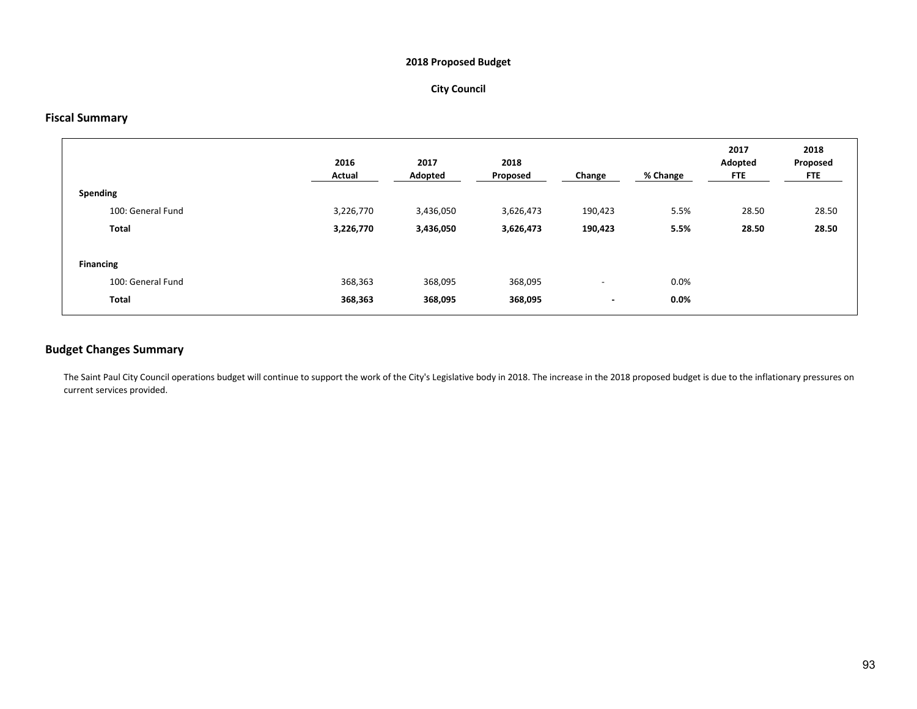**2018 Proposed Budget**

**City Council**

## Fiscal Summary

| | 2016 Actual | 2017 Adopted | 2018 Proposed | Change | % Change | 2017 Adopted FTE | 2018 Proposed FTE |
|---|---|---|---|---|---|---|---|
| **Spending** | | | | | | | |
| 100: General Fund | 3,226,770 | 3,436,050 | 3,626,473 | 190,423 | 5.5% | 28.50 | 28.50 |
| **Total** | **3,226,770** | **3,436,050** | **3,626,473** | **190,423** | **5.5%** | **28.50** | **28.50** |
| | | | | | | | |
| **Financing** | | | | | | | |
| 100: General Fund | 368,363 | 368,095 | 368,095 | - | 0.0% | | |
| **Total** | **368,363** | **368,095** | **368,095** | **-** | **0.0%** | | |

## Budget Changes Summary

The Saint Paul City Council operations budget will continue to support the work of the City's Legislative body in 2018. The increase in the 2018 proposed budget is due to the inflationary pressures on current services provided.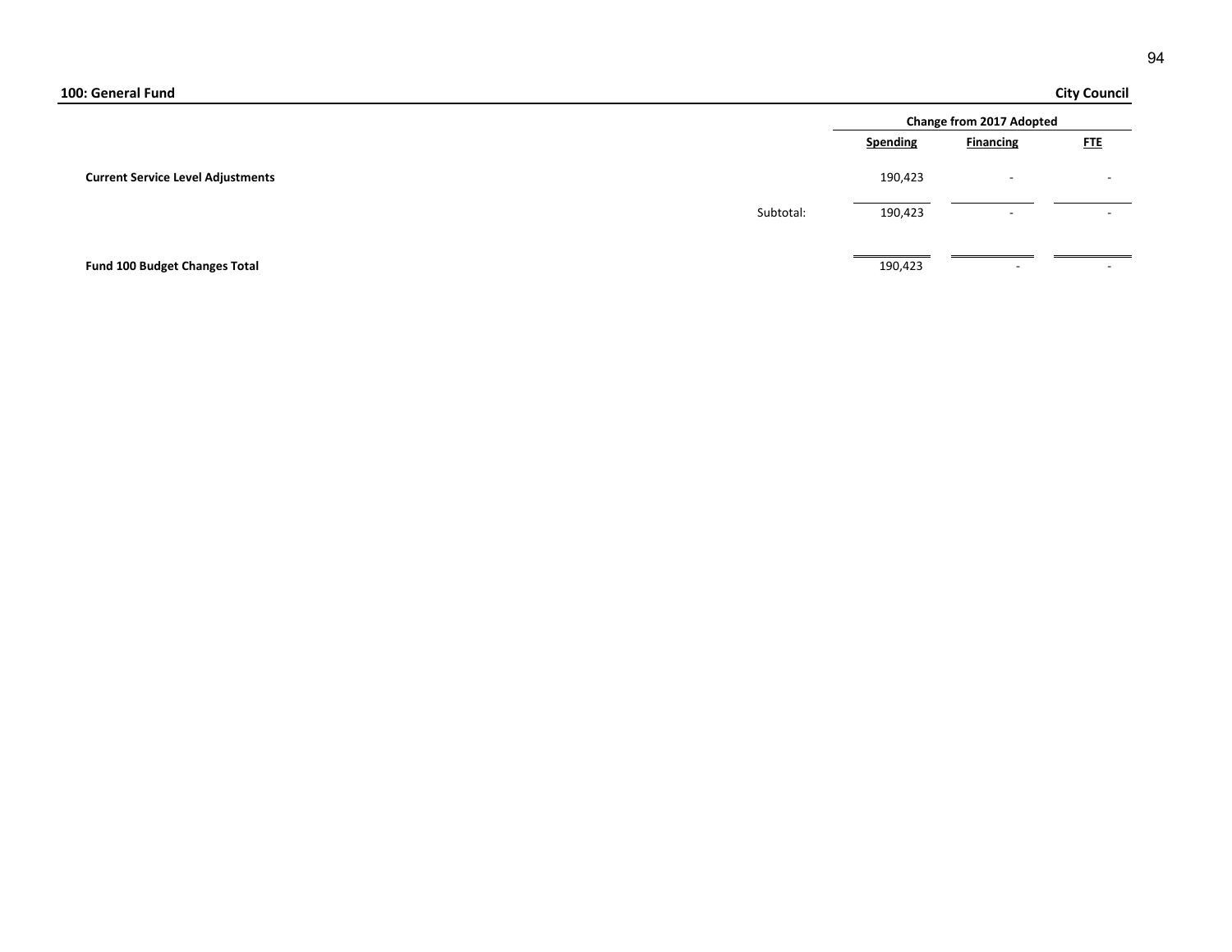**100: General Fund** **City Council**

| | Change from 2017 Adopted | | |
|---|---|---|---|
| | **Spending** | **Financing** | **FTE** |
| **Current Service Level Adjustments** | 190,423 | - | - |
| Subtotal: | 190,423 | - | - |
| **Fund 100 Budget Changes Total** | 190,423 | - | - |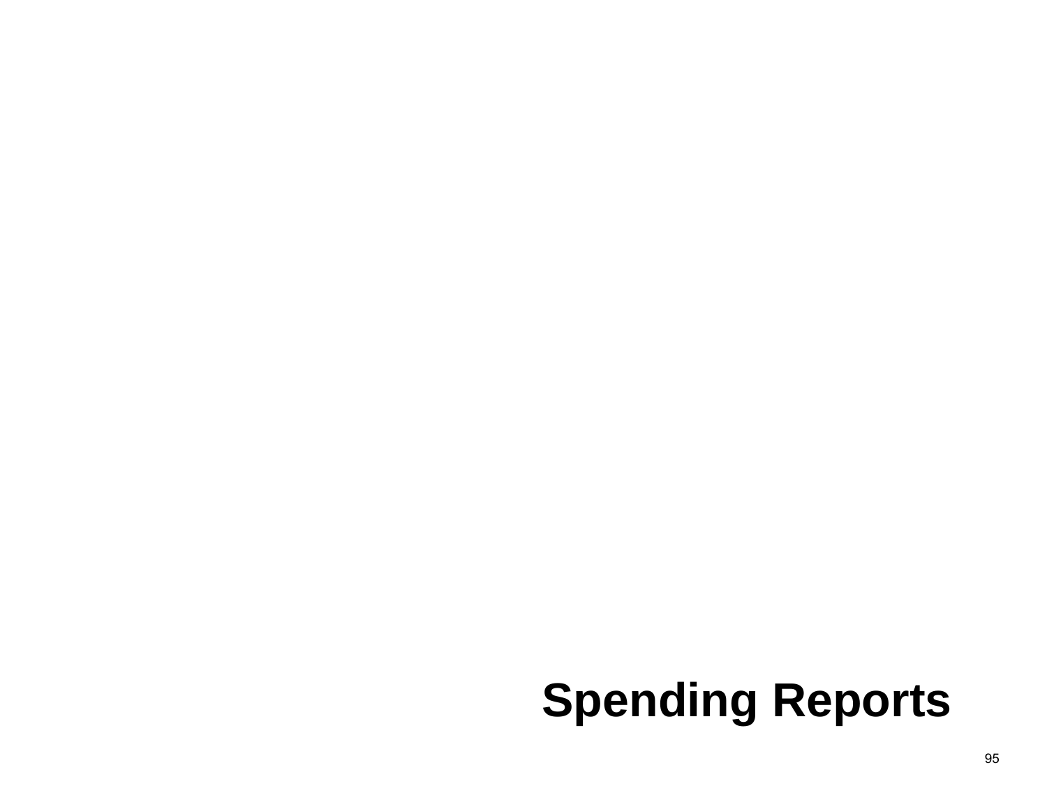# Spending Reports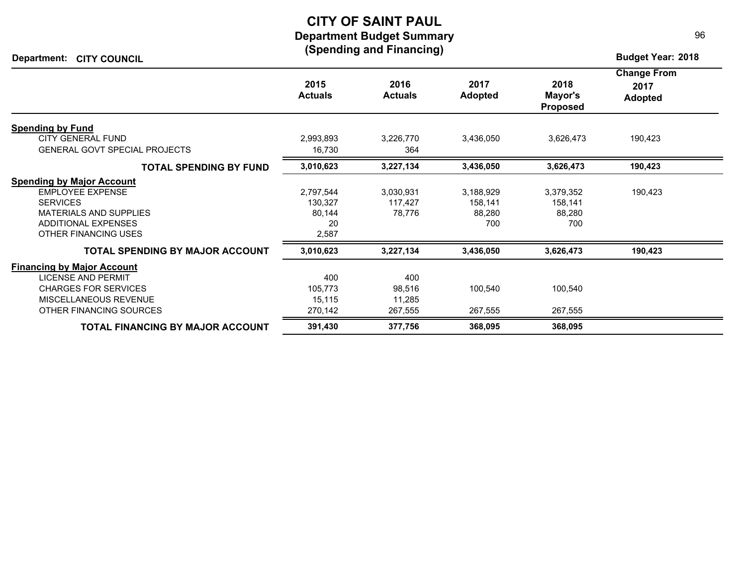# CITY OF SAINT PAUL

## Department Budget Summary
## (Spending and Financing)

**Department: CITY COUNCIL** | **Budget Year: 2018**

| | 2015 Actuals | 2016 Actuals | 2017 Adopted | 2018 Mayor's Proposed | Change From 2017 Adopted |
|---|---|---|---|---|---|
| **Spending by Fund** | | | | | |
| CITY GENERAL FUND | 2,993,893 | 3,226,770 | 3,436,050 | 3,626,473 | 190,423 |
| GENERAL GOVT SPECIAL PROJECTS | 16,730 | 364 | | | |
| **TOTAL SPENDING BY FUND** | **3,010,623** | **3,227,134** | **3,436,050** | **3,626,473** | **190,423** |
| **Spending by Major Account** | | | | | |
| EMPLOYEE EXPENSE | 2,797,544 | 3,030,931 | 3,188,929 | 3,379,352 | 190,423 |
| SERVICES | 130,327 | 117,427 | 158,141 | 158,141 | |
| MATERIALS AND SUPPLIES | 80,144 | 78,776 | 88,280 | 88,280 | |
| ADDITIONAL EXPENSES | 20 | | 700 | 700 | |
| OTHER FINANCING USES | 2,587 | | | | |
| **TOTAL SPENDING BY MAJOR ACCOUNT** | **3,010,623** | **3,227,134** | **3,436,050** | **3,626,473** | **190,423** |
| **Financing by Major Account** | | | | | |
| LICENSE AND PERMIT | 400 | 400 | | | |
| CHARGES FOR SERVICES | 105,773 | 98,516 | 100,540 | 100,540 | |
| MISCELLANEOUS REVENUE | 15,115 | 11,285 | | | |
| OTHER FINANCING SOURCES | 270,142 | 267,555 | 267,555 | 267,555 | |
| **TOTAL FINANCING BY MAJOR ACCOUNT** | **391,430** | **377,756** | **368,095** | **368,095** | |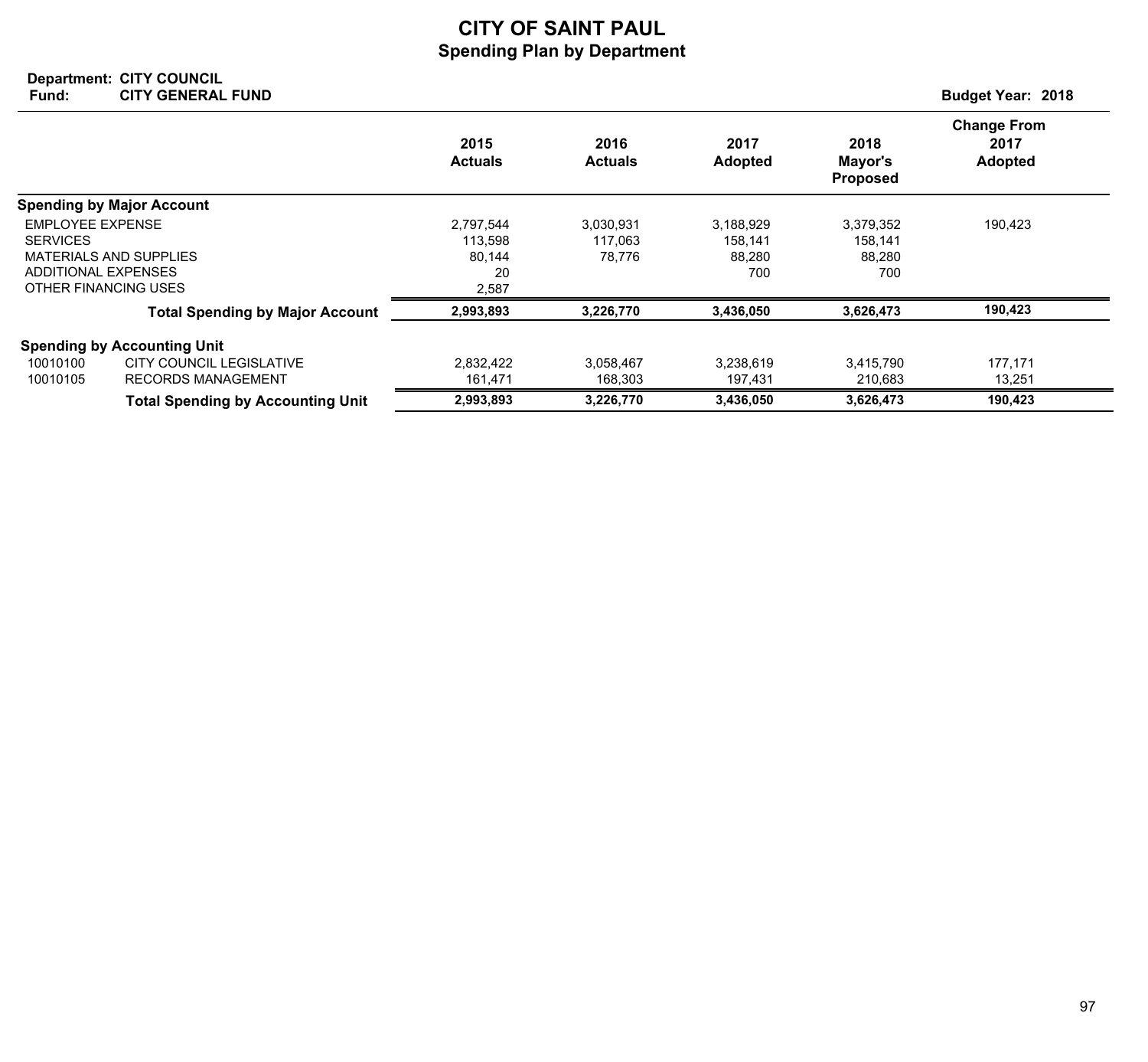# CITY OF SAINT PAUL

## Spending Plan by Department

**Department:** CITY COUNCIL
**Fund:** CITY GENERAL FUND

**Budget Year: 2018**

| | | 2015 Actuals | 2016 Actuals | 2017 Adopted | 2018 Mayor's Proposed | Change From 2017 Adopted |
|---|---|---|---|---|---|---|
| **Spending by Major Account** | | | | | | |
| EMPLOYEE EXPENSE | | 2,797,544 | 3,030,931 | 3,188,929 | 3,379,352 | 190,423 |
| SERVICES | | 113,598 | 117,063 | 158,141 | 158,141 | |
| MATERIALS AND SUPPLIES | | 80,144 | 78,776 | 88,280 | 88,280 | |
| ADDITIONAL EXPENSES | | 20 | | 700 | 700 | |
| OTHER FINANCING USES | | 2,587 | | | | |
| | **Total Spending by Major Account** | **2,993,893** | **3,226,770** | **3,436,050** | **3,626,473** | **190,423** |
| **Spending by Accounting Unit** | | | | | | |
| 10010100 | CITY COUNCIL LEGISLATIVE | 2,832,422 | 3,058,467 | 3,238,619 | 3,415,790 | 177,171 |
| 10010105 | RECORDS MANAGEMENT | 161,471 | 168,303 | 197,431 | 210,683 | 13,251 |
| | **Total Spending by Accounting Unit** | **2,993,893** | **3,226,770** | **3,436,050** | **3,626,473** | **190,423** |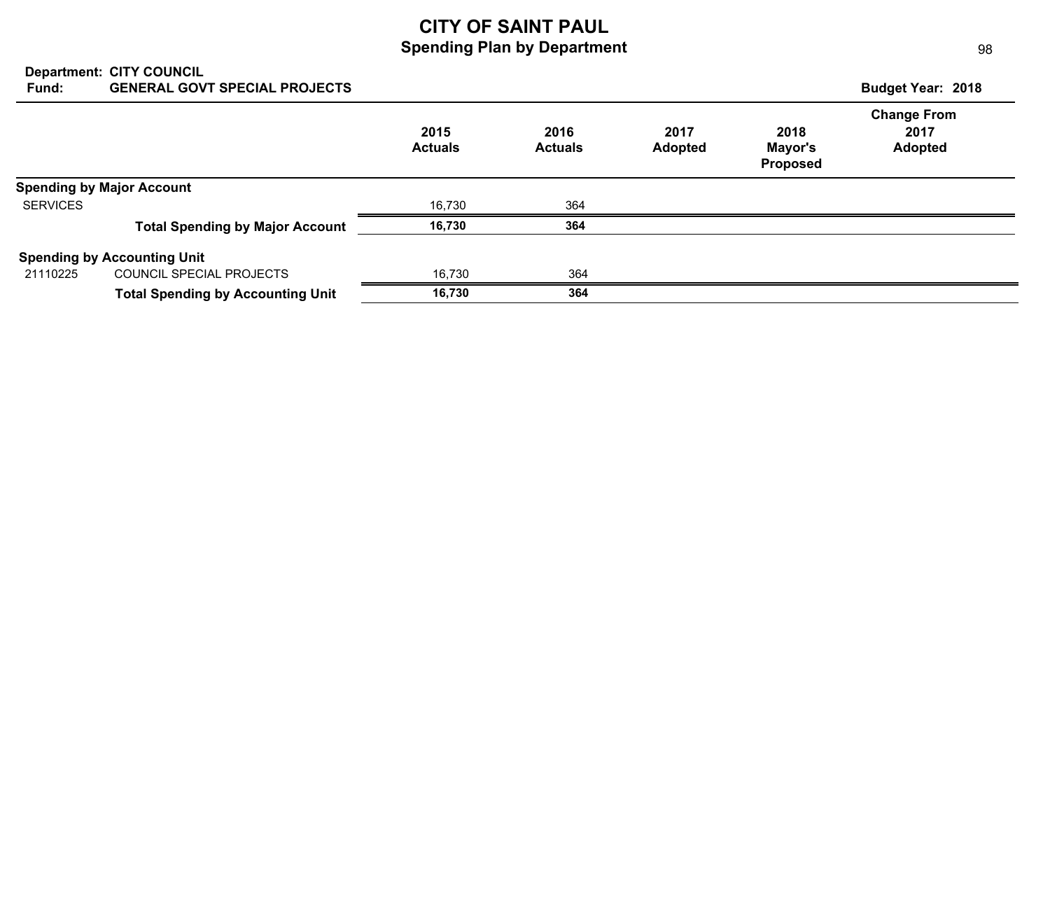# CITY OF SAINT PAUL
## Spending Plan by Department

**Department:** CITY COUNCIL
**Fund:** GENERAL GOVT SPECIAL PROJECTS

**Budget Year: 2018**

| | | 2015 Actuals | 2016 Actuals | 2017 Adopted | 2018 Mayor's Proposed | Change From 2017 Adopted |
|---|---|---|---|---|---|---|
| **Spending by Major Account** | | | | | | |
| SERVICES | | 16,730 | 364 | | | |
| | **Total Spending by Major Account** | **16,730** | **364** | | | |
| **Spending by Accounting Unit** | | | | | | |
| 21110225 | COUNCIL SPECIAL PROJECTS | 16,730 | 364 | | | |
| | **Total Spending by Accounting Unit** | **16,730** | **364** | | | |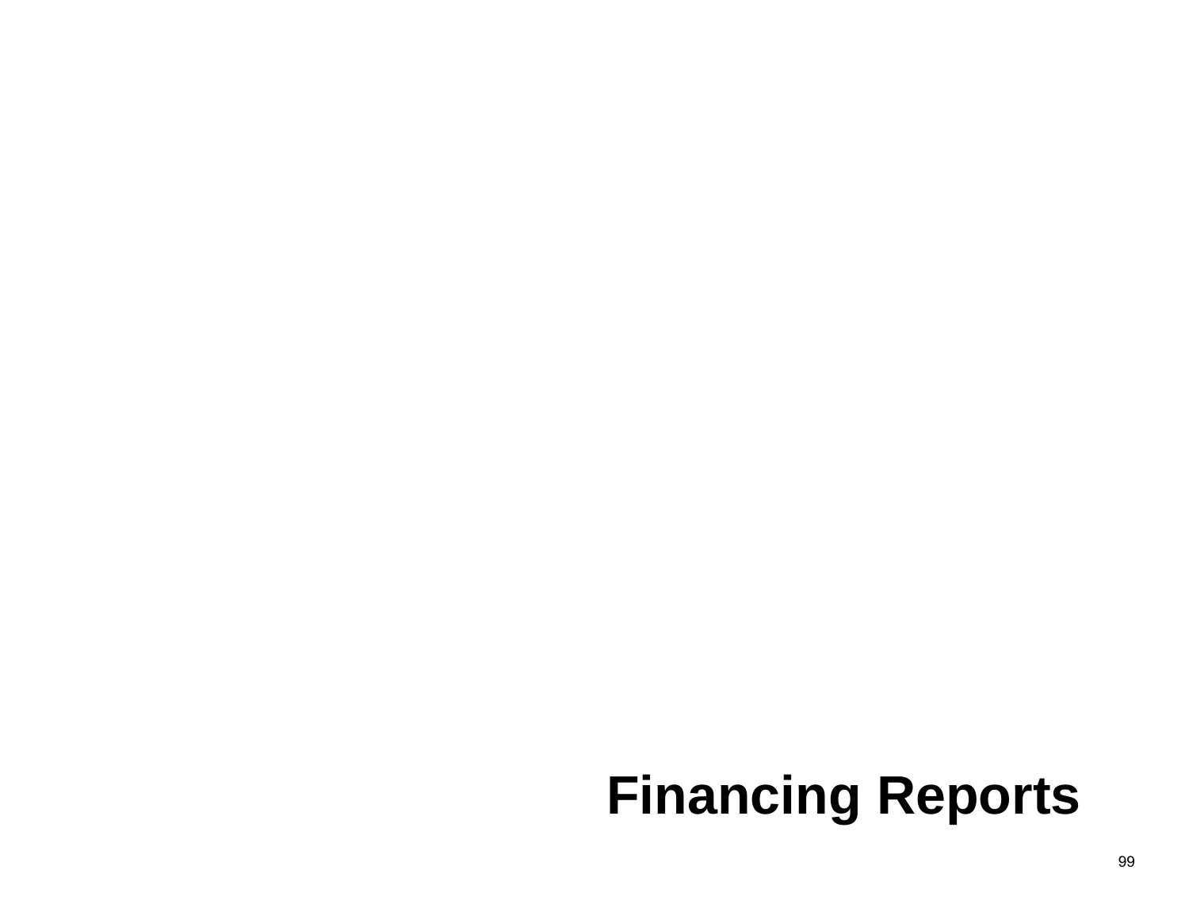# Financing Reports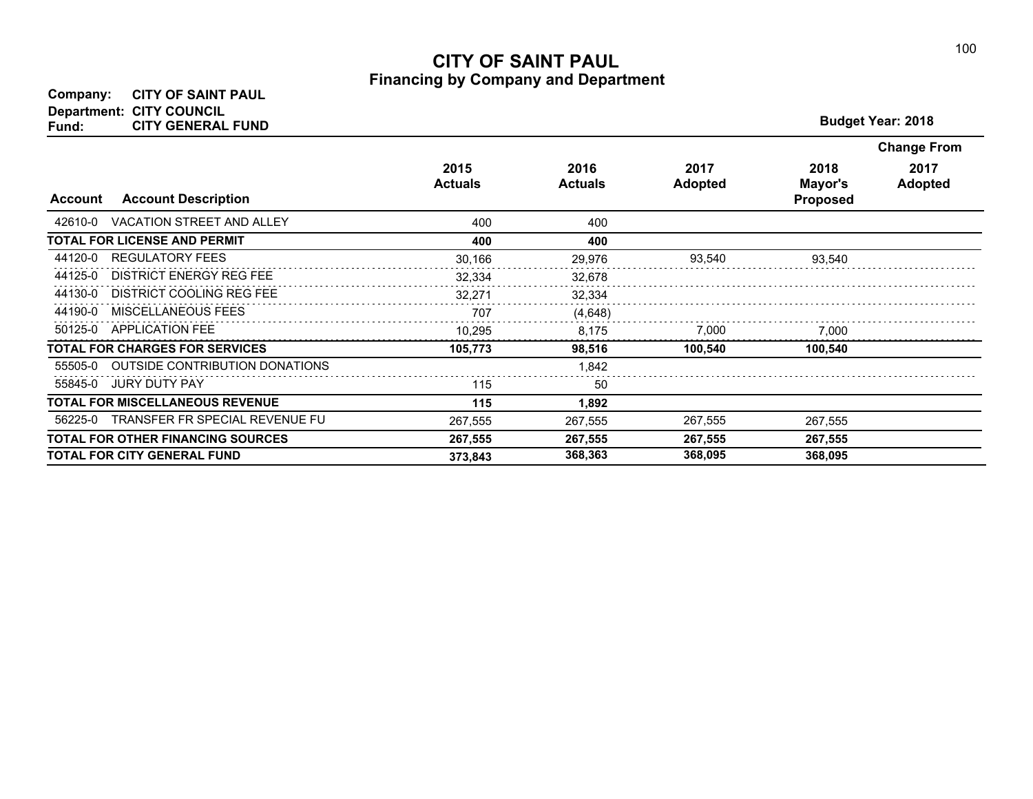# CITY OF SAINT PAUL

## Financing by Company and Department

**Company:** CITY OF SAINT PAUL
**Department:** CITY COUNCIL
**Fund:** CITY GENERAL FUND

**Budget Year: 2018**

| Account | Account Description | 2015 Actuals | 2016 Actuals | 2017 Adopted | 2018 Mayor's Proposed | Change From 2017 Adopted |
|---|---|---|---|---|---|---|
| 42610-0 | VACATION STREET AND ALLEY | 400 | 400 | | | |
| **TOTAL FOR LICENSE AND PERMIT** | | **400** | **400** | | | |
| 44120-0 | REGULATORY FEES | 30,166 | 29,976 | 93,540 | 93,540 | |
| 44125-0 | DISTRICT ENERGY REG FEE | 32,334 | 32,678 | | | |
| 44130-0 | DISTRICT COOLING REG FEE | 32,271 | 32,334 | | | |
| 44190-0 | MISCELLANEOUS FEES | 707 | (4,648) | | | |
| 50125-0 | APPLICATION FEE | 10,295 | 8,175 | 7,000 | 7,000 | |
| **TOTAL FOR CHARGES FOR SERVICES** | | **105,773** | **98,516** | **100,540** | **100,540** | |
| 55505-0 | OUTSIDE CONTRIBUTION DONATIONS | | 1,842 | | | |
| 55845-0 | JURY DUTY PAY | 115 | 50 | | | |
| **TOTAL FOR MISCELLANEOUS REVENUE** | | **115** | **1,892** | | | |
| 56225-0 | TRANSFER FR SPECIAL REVENUE FU | 267,555 | 267,555 | 267,555 | 267,555 | |
| **TOTAL FOR OTHER FINANCING SOURCES** | | **267,555** | **267,555** | **267,555** | **267,555** | |
| **TOTAL FOR CITY GENERAL FUND** | | **373,843** | **368,363** | **368,095** | **368,095** | |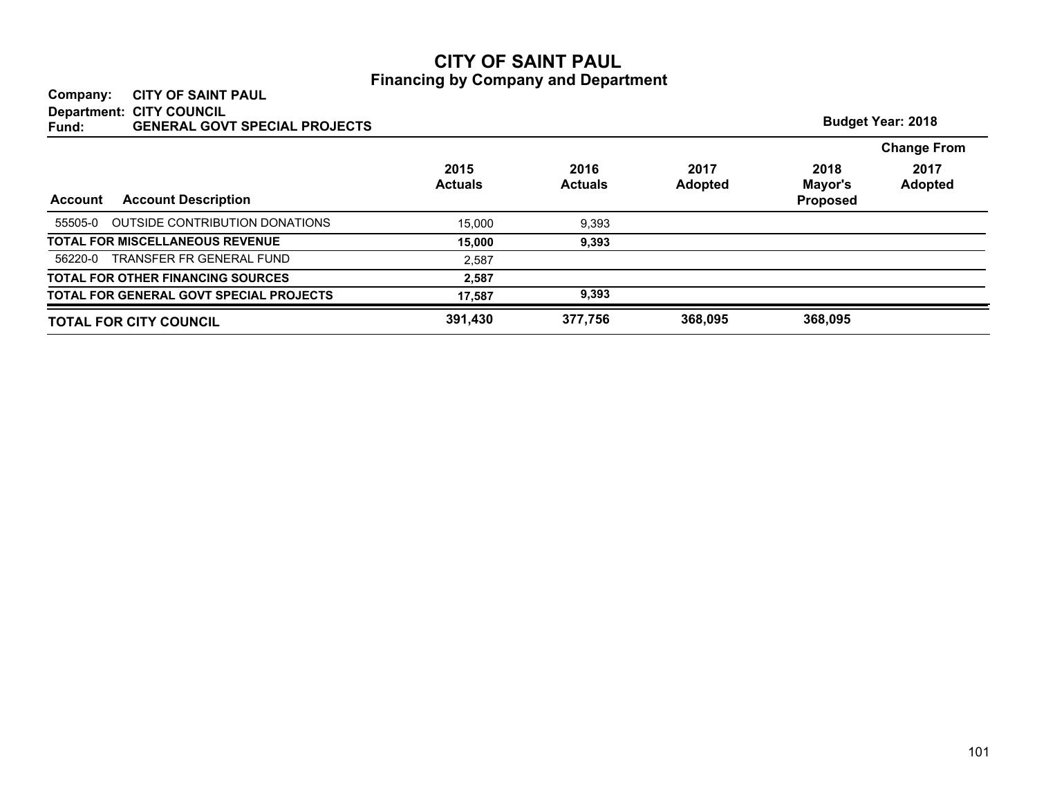# CITY OF SAINT PAUL

## Financing by Company and Department

**Company:** CITY OF SAINT PAUL
**Department:** CITY COUNCIL
**Fund:** GENERAL GOVT SPECIAL PROJECTS

**Budget Year: 2018**

| Account | Account Description | 2015 Actuals | 2016 Actuals | 2017 Adopted | 2018 Mayor's Proposed | Change From 2017 Adopted |
|---|---|---|---|---|---|---|
| 55505-0 | OUTSIDE CONTRIBUTION DONATIONS | 15,000 | 9,393 | | | |
| **TOTAL FOR MISCELLANEOUS REVENUE** | | **15,000** | **9,393** | | | |
| 56220-0 | TRANSFER FR GENERAL FUND | 2,587 | | | | |
| **TOTAL FOR OTHER FINANCING SOURCES** | | **2,587** | | | | |
| **TOTAL FOR GENERAL GOVT SPECIAL PROJECTS** | | **17,587** | **9,393** | | | |
| **TOTAL FOR CITY COUNCIL** | | **391,430** | **377,756** | **368,095** | **368,095** | |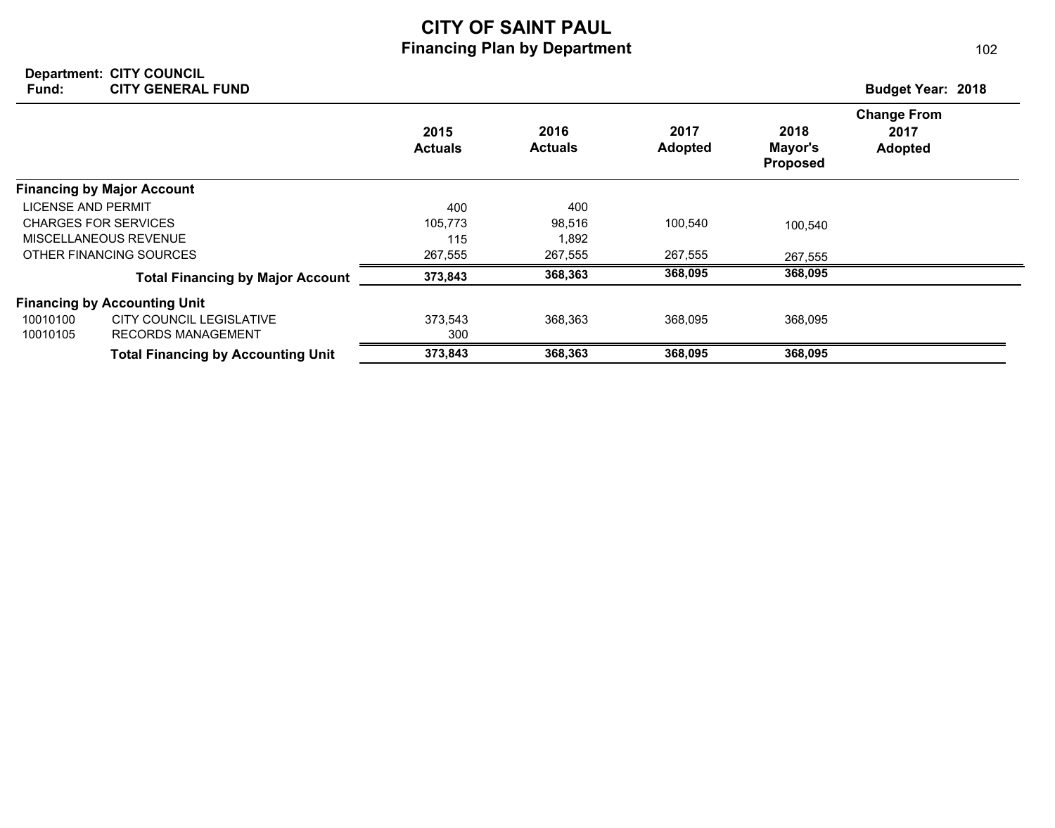# CITY OF SAINT PAUL
## Financing Plan by Department

**Department:** CITY COUNCIL
**Fund:** CITY GENERAL FUND

**Budget Year: 2018**

| | | 2015 Actuals | 2016 Actuals | 2017 Adopted | 2018 Mayor's Proposed | Change From 2017 Adopted |
|---|---|---|---|---|---|---|
| **Financing by Major Account** | | | | | | |
| LICENSE AND PERMIT | | 400 | 400 | | | |
| CHARGES FOR SERVICES | | 105,773 | 98,516 | 100,540 | 100,540 | |
| MISCELLANEOUS REVENUE | | 115 | 1,892 | | | |
| OTHER FINANCING SOURCES | | 267,555 | 267,555 | 267,555 | 267,555 | |
| | **Total Financing by Major Account** | **373,843** | **368,363** | **368,095** | **368,095** | |
| **Financing by Accounting Unit** | | | | | | |
| 10010100 | CITY COUNCIL LEGISLATIVE | 373,543 | 368,363 | 368,095 | 368,095 | |
| 10010105 | RECORDS MANAGEMENT | 300 | | | | |
| | **Total Financing by Accounting Unit** | **373,843** | **368,363** | **368,095** | **368,095** | |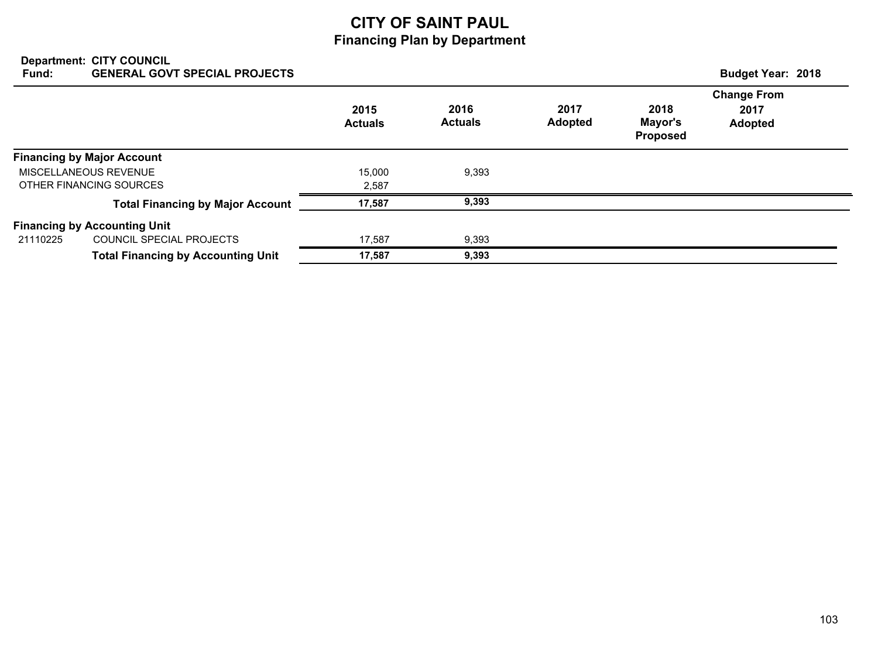# CITY OF SAINT PAUL

## Financing Plan by Department

**Department:** CITY COUNCIL
**Fund:** GENERAL GOVT SPECIAL PROJECTS

**Budget Year: 2018**

| | | 2015 Actuals | 2016 Actuals | 2017 Adopted | 2018 Mayor's Proposed | Change From 2017 Adopted |
|---|---|---|---|---|---|---|
| **Financing by Major Account** | | | | | | |
| MISCELLANEOUS REVENUE | | 15,000 | 9,393 | | | |
| OTHER FINANCING SOURCES | | 2,587 | | | | |
| | **Total Financing by Major Account** | **17,587** | **9,393** | | | |
| **Financing by Accounting Unit** | | | | | | |
| 21110225 | COUNCIL SPECIAL PROJECTS | 17,587 | 9,393 | | | |
| | **Total Financing by Accounting Unit** | **17,587** | **9,393** | | | |